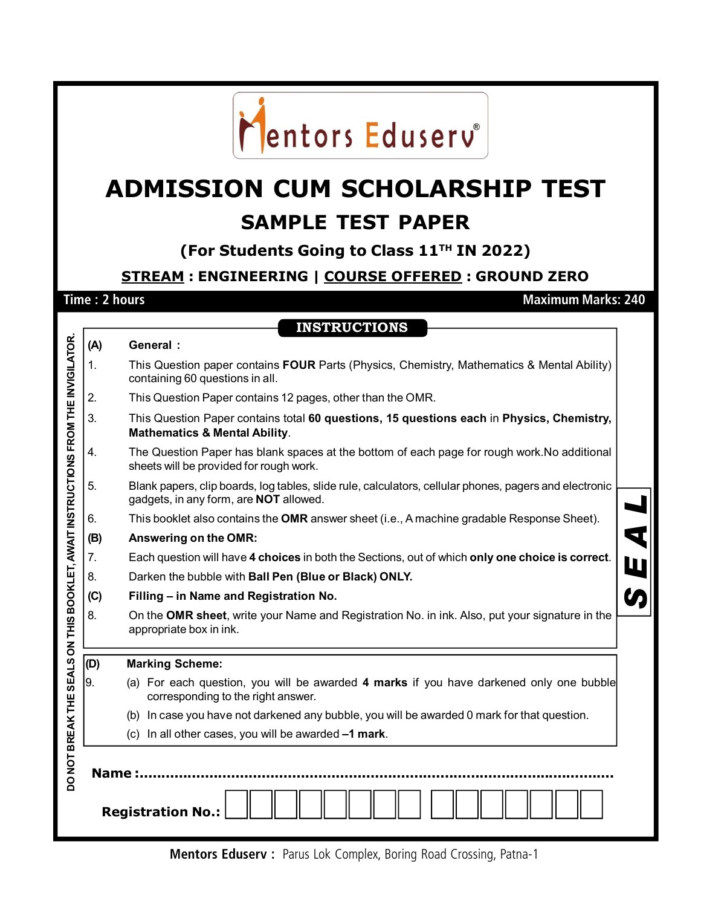Mentors Eduserv®

# ADMISSION CUM SCHOLARSHIP TEST

## SAMPLE TEST PAPER

### (For Students Going to Class 11TH IN 2022)

**STREAM : ENGINEERING | COURSE OFFERED : GROUND ZERO**

**Time : 2 hours** | **Maximum Marks: 240**

DO NOT BREAK THE SEALS ON THIS BOOKLET, AWAIT INSTRUCTIONS FROM THE INVIGILATOR.

## INSTRUCTIONS

**(A) General :**

1. This Question paper contains **FOUR** Parts (Physics, Chemistry, Mathematics & Mental Ability) containing 60 questions in all.
2. This Question Paper contains 12 pages, other than the OMR.
3. This Question Paper contains total **60 questions, 15 questions each** in **Physics, Chemistry, Mathematics & Mental Ability**.
4. The Question Paper has blank spaces at the bottom of each page for rough work.No additional sheets will be provided for rough work.
5. Blank papers, clip boards, log tables, slide rule, calculators, cellular phones, pagers and electronic gadgets, in any form, are **NOT** allowed.
6. This booklet also contains the **OMR** answer sheet (i.e., A machine gradable Response Sheet).

**(B) Answering on the OMR:**

7. Each question will have **4 choices** in both the Sections, out of which **only one choice is correct**.
8. Darken the bubble with **Ball Pen (Blue or Black) ONLY.**

**(C) Filling – in Name and Registration No.**

8. On the **OMR sheet**, write your Name and Registration No. in ink. Also, put your signature in the appropriate box in ink.

SEAL

**(D) Marking Scheme:**

9. (a) For each question, you will be awarded **4 marks** if you have darkened only one bubble corresponding to the right answer.
   (b) In case you have not darkened any bubble, you will be awarded 0 mark for that question.
   (c) In all other cases, you will be awarded **–1 mark**.

**Name :**.....................................................................................................

**Registration No.:** | | | | | | | | | | | | | | |

**Mentors Eduserv :** Parus Lok Complex, Boring Road Crossing, Patna-1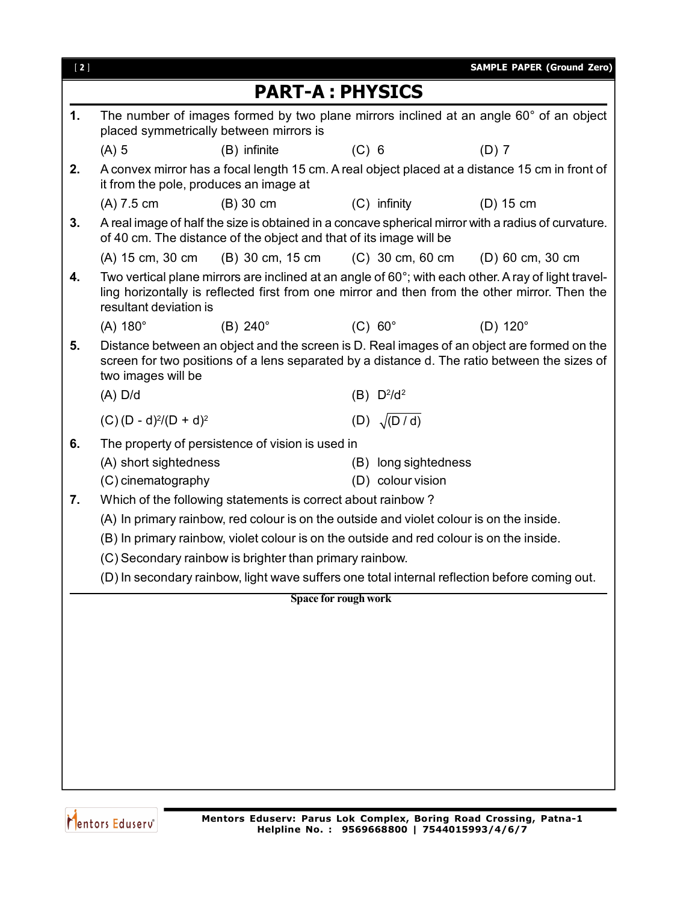# PART-A : PHYSICS

**1.** The number of images formed by two plane mirrors inclined at an angle 60° of an object placed symmetrically between mirrors is

(A) 5 (B) infinite (C) 6 (D) 7

**2.** A convex mirror has a focal length 15 cm. A real object placed at a distance 15 cm in front of it from the pole, produces an image at

(A) 7.5 cm (B) 30 cm (C) infinity (D) 15 cm

**3.** A real image of half the size is obtained in a concave spherical mirror with a radius of curvature. of 40 cm. The distance of the object and that of its image will be

(A) 15 cm, 30 cm (B) 30 cm, 15 cm (C) 30 cm, 60 cm (D) 60 cm, 30 cm

**4.** Two vertical plane mirrors are inclined at an angle of 60°; with each other. A ray of light travelling horizontally is reflected first from one mirror and then from the other mirror. Then the resultant deviation is

(A) 180° (B) 240° (C) 60° (D) 120°

**5.** Distance between an object and the screen is D. Real images of an object are formed on the screen for two positions of a lens separated by a distance d. The ratio between the sizes of two images will be

(A) D/d (B) $D^2/d^2$

(C) $(D - d)^2/(D + d)^2$ (D) $\sqrt{(D / d)}$

**6.** The property of persistence of vision is used in

(A) short sightedness (B) long sightedness

(C) cinematography (D) colour vision

**7.** Which of the following statements is correct about rainbow ?

(A) In primary rainbow, red colour is on the outside and violet colour is on the inside.

(B) In primary rainbow, violet colour is on the outside and red colour is on the inside.

(C) Secondary rainbow is brighter than primary rainbow.

(D) In secondary rainbow, light wave suffers one total internal reflection before coming out.

Space for rough work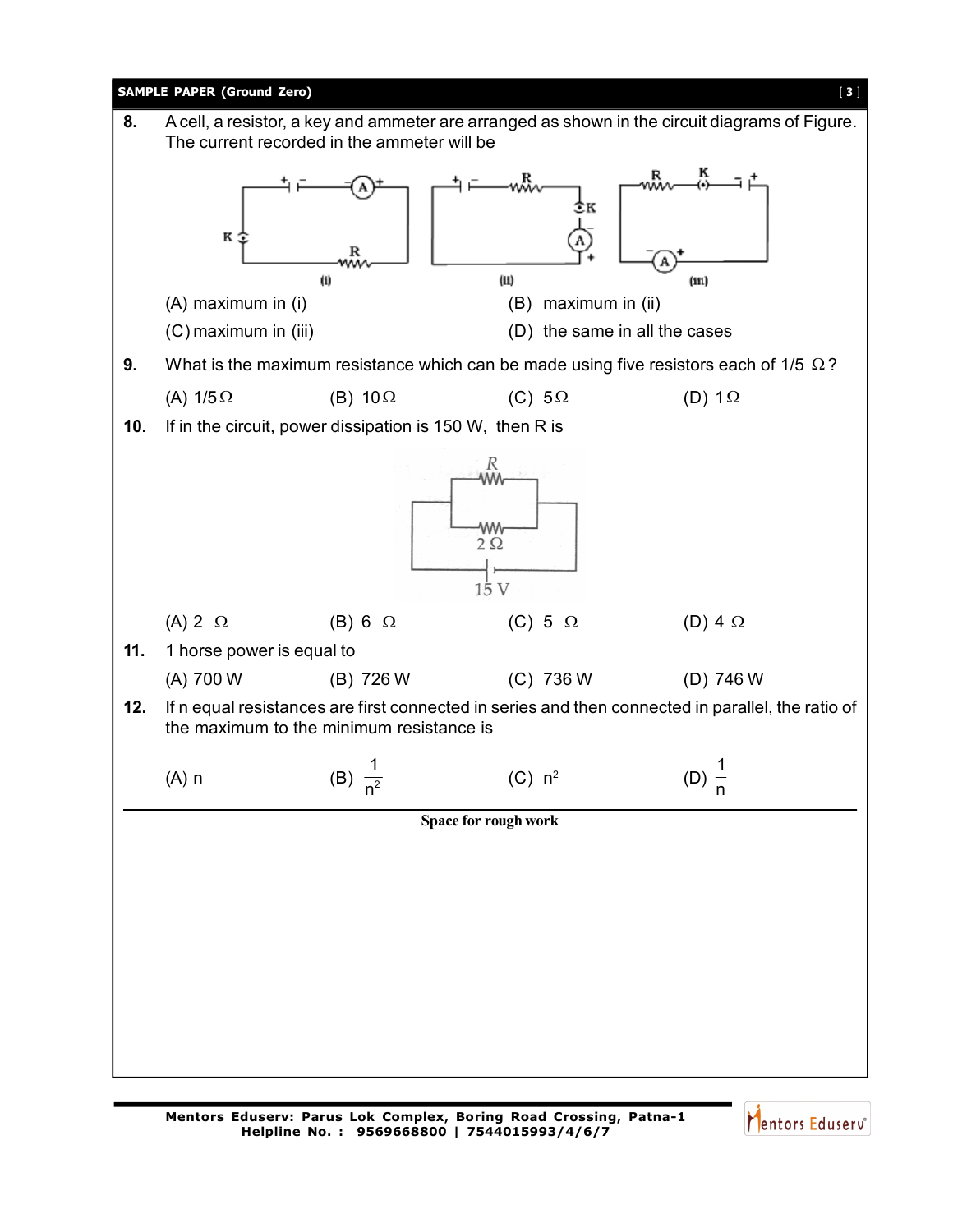**8.** A cell, a resistor, a key and ammeter are arranged as shown in the circuit diagrams of Figure. The current recorded in the ammeter will be

(i) (ii) (iii)

(A) maximum in (i)

(B) maximum in (ii)

(C) maximum in (iii)

(D) the same in all the cases

**9.** What is the maximum resistance which can be made using five resistors each of 1/5 $\Omega$?

(A) $1/5\Omega$ (B) $10\Omega$ (C) $5\Omega$ (D) $1\Omega$

**10.** If in the circuit, power dissipation is 150 W, then R is

R
2 $\Omega$
15 V

(A) 2 $\Omega$ (B) 6 $\Omega$ (C) 5 $\Omega$ (D) 4 $\Omega$

**11.** 1 horse power is equal to

(A) 700 W (B) 726 W (C) 736 W (D) 746 W

**12.** If n equal resistances are first connected in series and then connected in parallel, the ratio of the maximum to the minimum resistance is

(A) n (B) $\frac{1}{n^2}$ (C) $n^2$ (D) $\frac{1}{n}$

**Space for rough work**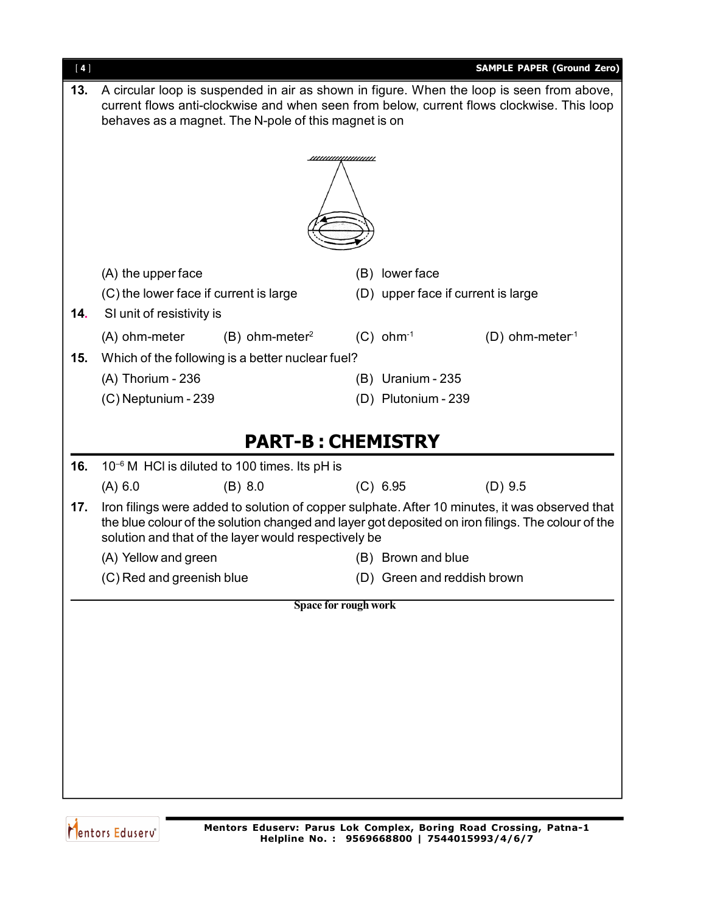**13.** A circular loop is suspended in air as shown in figure. When the loop is seen from above, current flows anti-clockwise and when seen from below, current flows clockwise. This loop behaves as a magnet. The N-pole of this magnet is on

(A) the upper face
(B) lower face
(C) the lower face if current is large
(D) upper face if current is large

**14.** SI unit of resistivity is

(A) ohm-meter
(B) ohm-meter$^2$
(C) ohm$^{-1}$
(D) ohm-meter$^{-1}$

**15.** Which of the following is a better nuclear fuel?

(A) Thorium - 236
(B) Uranium - 235
(C) Neptunium - 239
(D) Plutonium - 239

## PART-B : CHEMISTRY

**16.** $10^{-6}$ M HCl is diluted to 100 times. Its pH is

(A) 6.0
(B) 8.0
(C) 6.95
(D) 9.5

**17.** Iron filings were added to solution of copper sulphate. After 10 minutes, it was observed that the blue colour of the solution changed and layer got deposited on iron filings. The colour of the solution and that of the layer would respectively be

(A) Yellow and green
(B) Brown and blue
(C) Red and greenish blue
(D) Green and reddish brown

Space for rough work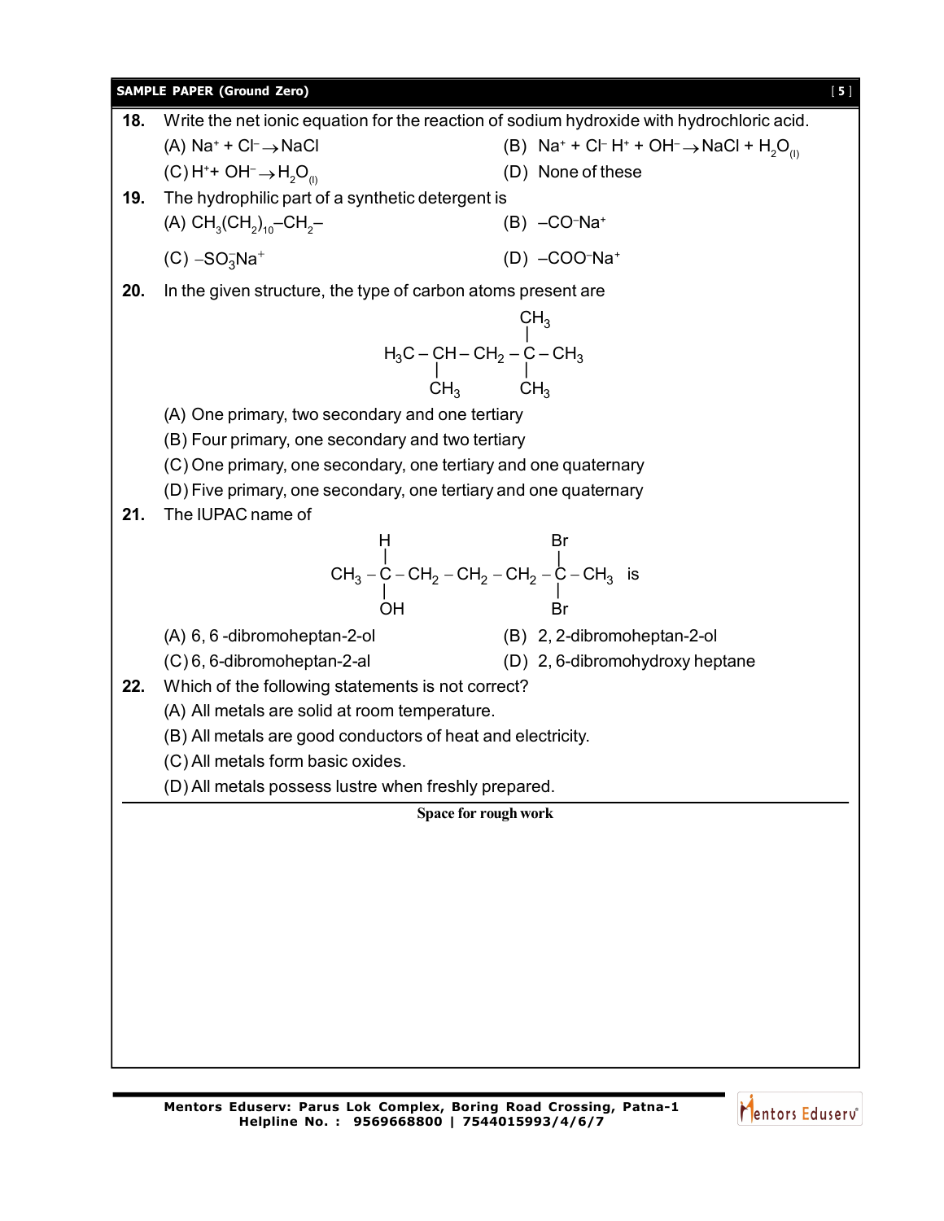**18.** Write the net ionic equation for the reaction of sodium hydroxide with hydrochloric acid.

(A) $Na^+ + Cl^- \rightarrow NaCl$

(B) $Na^+ + Cl^- H^+ + OH^- \rightarrow NaCl + H_2O_{(l)}$

(C) $H^+ + OH^- \rightarrow H_2O_{(l)}$

(D) None of these

**19.** The hydrophilic part of a synthetic detergent is

(A) $CH_3(CH_2)_{10}–CH_2–$

(B) $–CO^-Na^+$

(C) $–SO_3^-Na^+$

(D) $–COO^-Na^+$

**20.** In the given structure, the type of carbon atoms present are

```
                    CH3
                    |
H3C – CH – CH2 – C – CH3
      |           |
      CH3         CH3
```

(A) One primary, two secondary and one tertiary

(B) Four primary, one secondary and two tertiary

(C) One primary, one secondary, one tertiary and one quaternary

(D) Five primary, one secondary, one tertiary and one quaternary

**21.** The IUPAC name of

```
        H                       Br
        |                       |
CH3 – C – CH2 – CH2 – CH2 – C – CH3   is
        |                       |
        OH                      Br
```

(A) 6, 6 -dibromoheptan-2-ol

(B) 2, 2-dibromoheptan-2-ol

(C) 6, 6-dibromoheptan-2-al

(D) 2, 6-dibromohydroxy heptane

**22.** Which of the following statements is not correct?

(A) All metals are solid at room temperature.

(B) All metals are good conductors of heat and electricity.

(C) All metals form basic oxides.

(D) All metals possess lustre when freshly prepared.

**Space for rough work**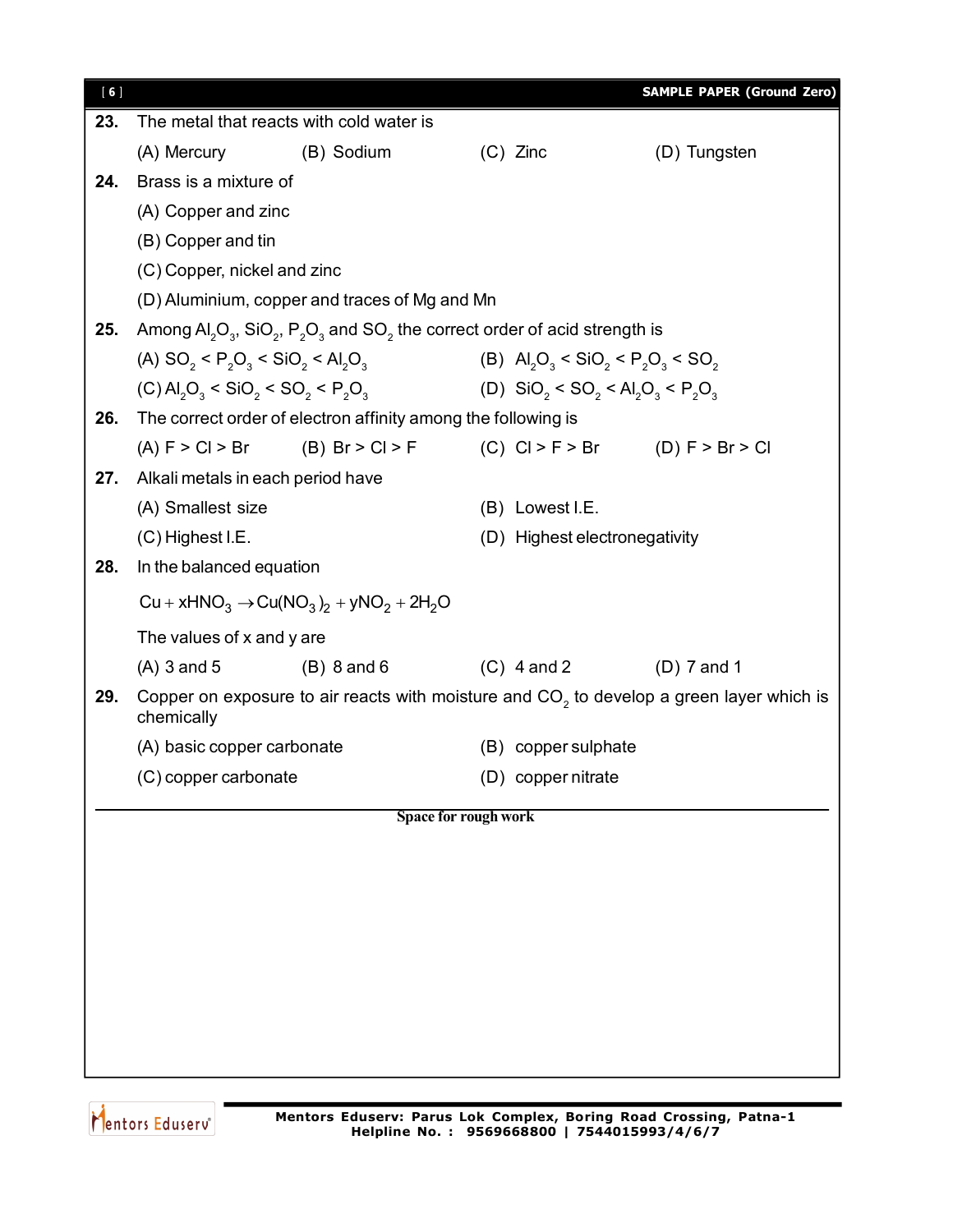**23.** The metal that reacts with cold water is

(A) Mercury (B) Sodium (C) Zinc (D) Tungsten

**24.** Brass is a mixture of

(A) Copper and zinc

(B) Copper and tin

(C) Copper, nickel and zinc

(D) Aluminium, copper and traces of Mg and Mn

**25.** Among $Al_2O_3$, $SiO_2$, $P_2O_3$ and $SO_2$ the correct order of acid strength is

(A) $SO_2 < P_2O_3 < SiO_2 < Al_2O_3$ (B) $Al_2O_3 < SiO_2 < P_2O_3 < SO_2$

(C) $Al_2O_3 < SiO_2 < SO_2 < P_2O_3$ (D) $SiO_2 < SO_2 < Al_2O_3 < P_2O_3$

**26.** The correct order of electron affinity among the following is

(A) F > Cl > Br (B) Br > Cl > F (C) Cl > F > Br (D) F > Br > Cl

**27.** Alkali metals in each period have

(A) Smallest size (B) Lowest I.E.

(C) Highest I.E. (D) Highest electronegativity

**28.** In the balanced equation

$$Cu + xHNO_3 \rightarrow Cu(NO_3)_2 + yNO_2 + 2H_2O$$

The values of x and y are

(A) 3 and 5 (B) 8 and 6 (C) 4 and 2 (D) 7 and 1

**29.** Copper on exposure to air reacts with moisture and $CO_2$ to develop a green layer which is chemically

(A) basic copper carbonate (B) copper sulphate

(C) copper carbonate (D) copper nitrate

Space for rough work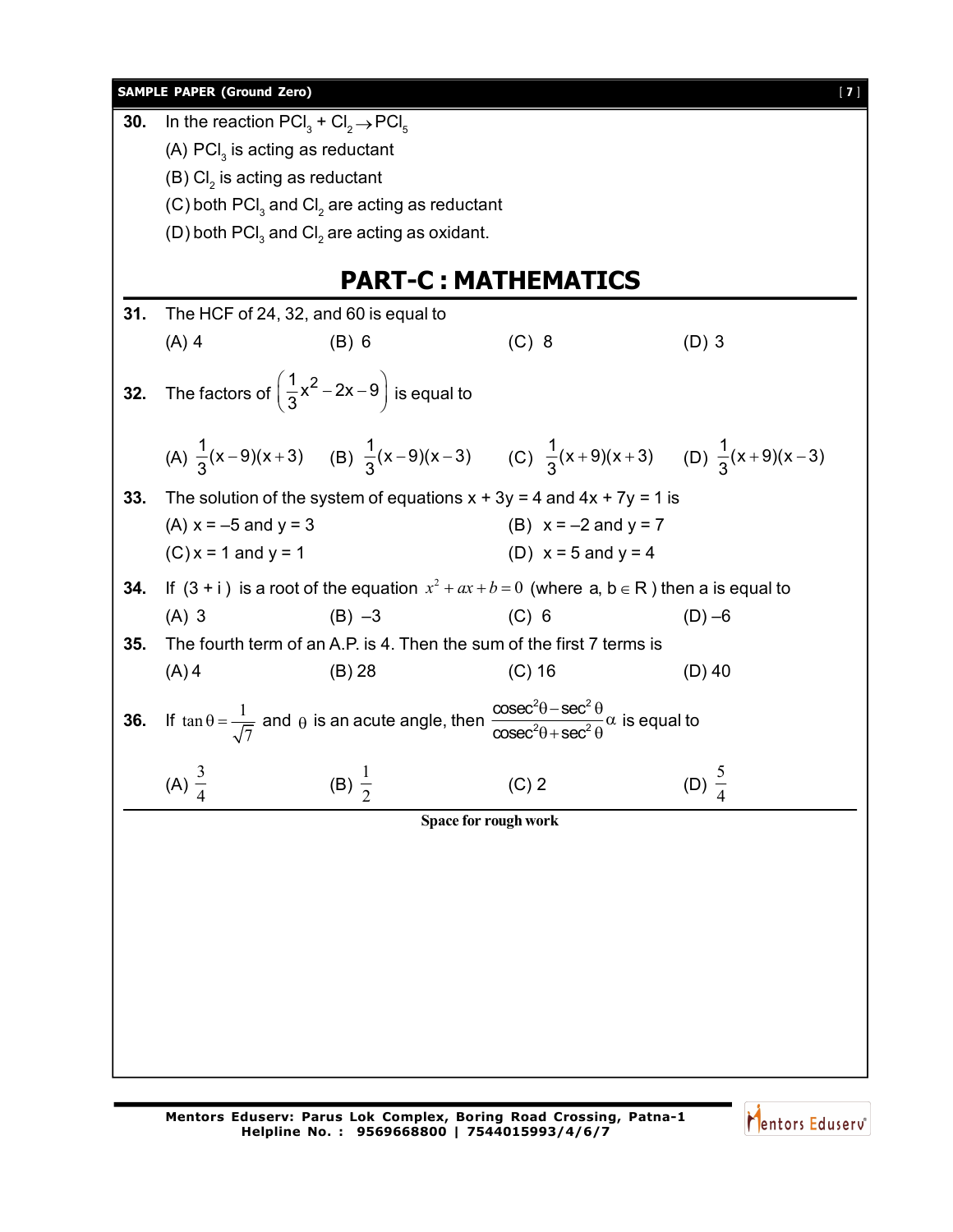**30.** In the reaction $PCl_3 + Cl_2 \rightarrow PCl_5$

(A) $PCl_3$ is acting as reductant

(B) $Cl_2$ is acting as reductant

(C) both $PCl_3$ and $Cl_2$ are acting as reductant

(D) both $PCl_3$ and $Cl_2$ are acting as oxidant.

## PART-C : MATHEMATICS

**31.** The HCF of 24, 32, and 60 is equal to

(A) 4 (B) 6 (C) 8 (D) 3

**32.** The factors of $\left(\frac{1}{3}x^2 - 2x - 9\right)$ is equal to

(A) $\frac{1}{3}(x-9)(x+3)$ (B) $\frac{1}{3}(x-9)(x-3)$ (C) $\frac{1}{3}(x+9)(x+3)$ (D) $\frac{1}{3}(x+9)(x-3)$

**33.** The solution of the system of equations x + 3y = 4 and 4x + 7y = 1 is

(A) x = –5 and y = 3 (B) x = –2 and y = 7

(C) x = 1 and y = 1 (D) x = 5 and y = 4

**34.** If (3 + i) is a root of the equation $x^2 + ax + b = 0$ (where a, b $\in$ R) then a is equal to

(A) 3 (B) –3 (C) 6 (D) –6

**35.** The fourth term of an A.P. is 4. Then the sum of the first 7 terms is

(A) 4 (B) 28 (C) 16 (D) 40

**36.** If $\tan\theta = \frac{1}{\sqrt{7}}$ and $\theta$ is an acute angle, then $\frac{\text{cosec}^2\theta - \sec^2\theta}{\text{cosec}^2\theta + \sec^2\theta}\alpha$ is equal to

(A) $\frac{3}{4}$ (B) $\frac{1}{2}$ (C) 2 (D) $\frac{5}{4}$

**Space for rough work**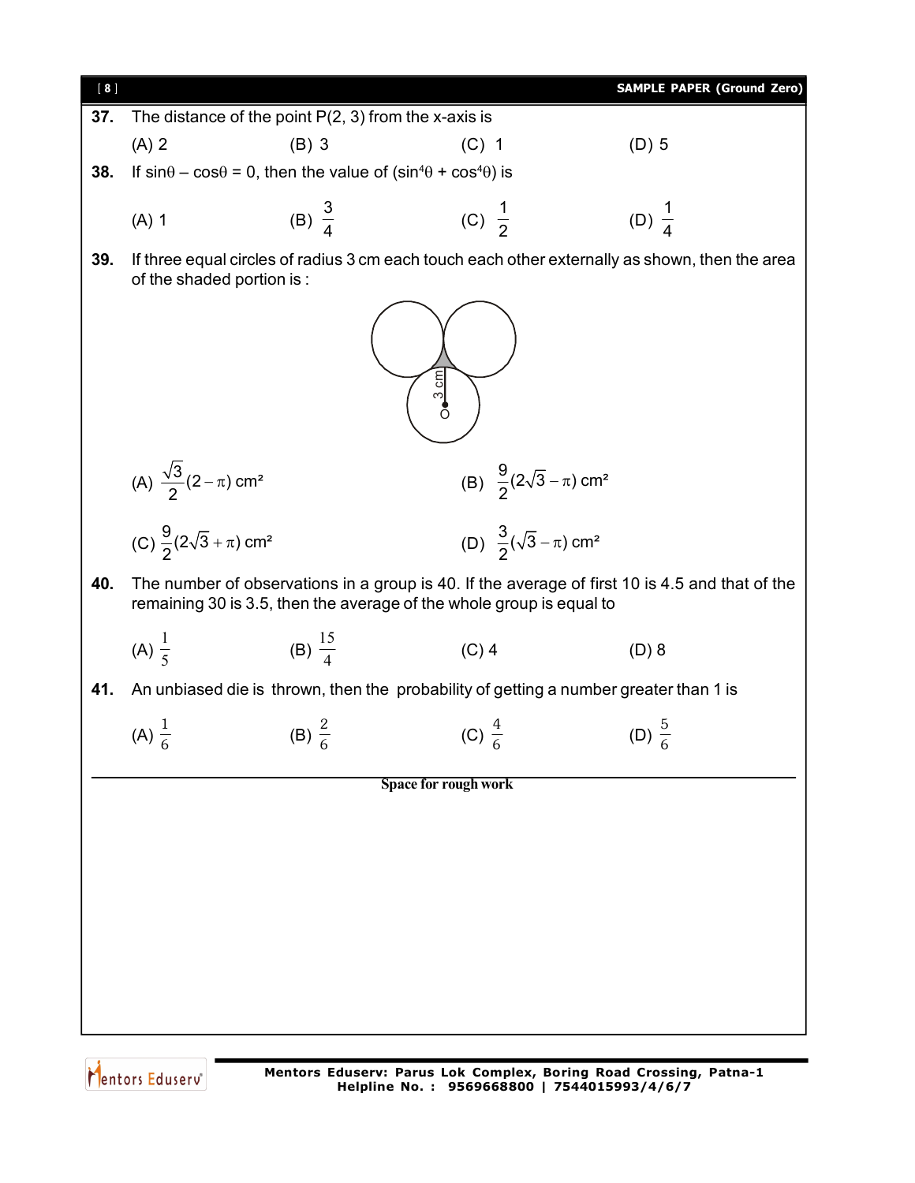**37.** The distance of the point P(2, 3) from the x-axis is

(A) 2 (B) 3 (C) 1 (D) 5

**38.** If $\sin\theta - \cos\theta = 0$, then the value of $(\sin^4\theta + \cos^4\theta)$ is

(A) 1 (B) $\frac{3}{4}$ (C) $\frac{1}{2}$ (D) $\frac{1}{4}$

**39.** If three equal circles of radius 3 cm each touch each other externally as shown, then the area of the shaded portion is :

(A) $\frac{\sqrt{3}}{2}(2-\pi)$ cm² (B) $\frac{9}{2}(2\sqrt{3}-\pi)$ cm²

(C) $\frac{9}{2}(2\sqrt{3}+\pi)$ cm² (D) $\frac{3}{2}(\sqrt{3}-\pi)$ cm²

**40.** The number of observations in a group is 40. If the average of first 10 is 4.5 and that of the remaining 30 is 3.5, then the average of the whole group is equal to

(A) $\frac{1}{5}$ (B) $\frac{15}{4}$ (C) 4 (D) 8

**41.** An unbiased die is thrown, then the probability of getting a number greater than 1 is

(A) $\frac{1}{6}$ (B) $\frac{2}{6}$ (C) $\frac{4}{6}$ (D) $\frac{5}{6}$

Space for rough work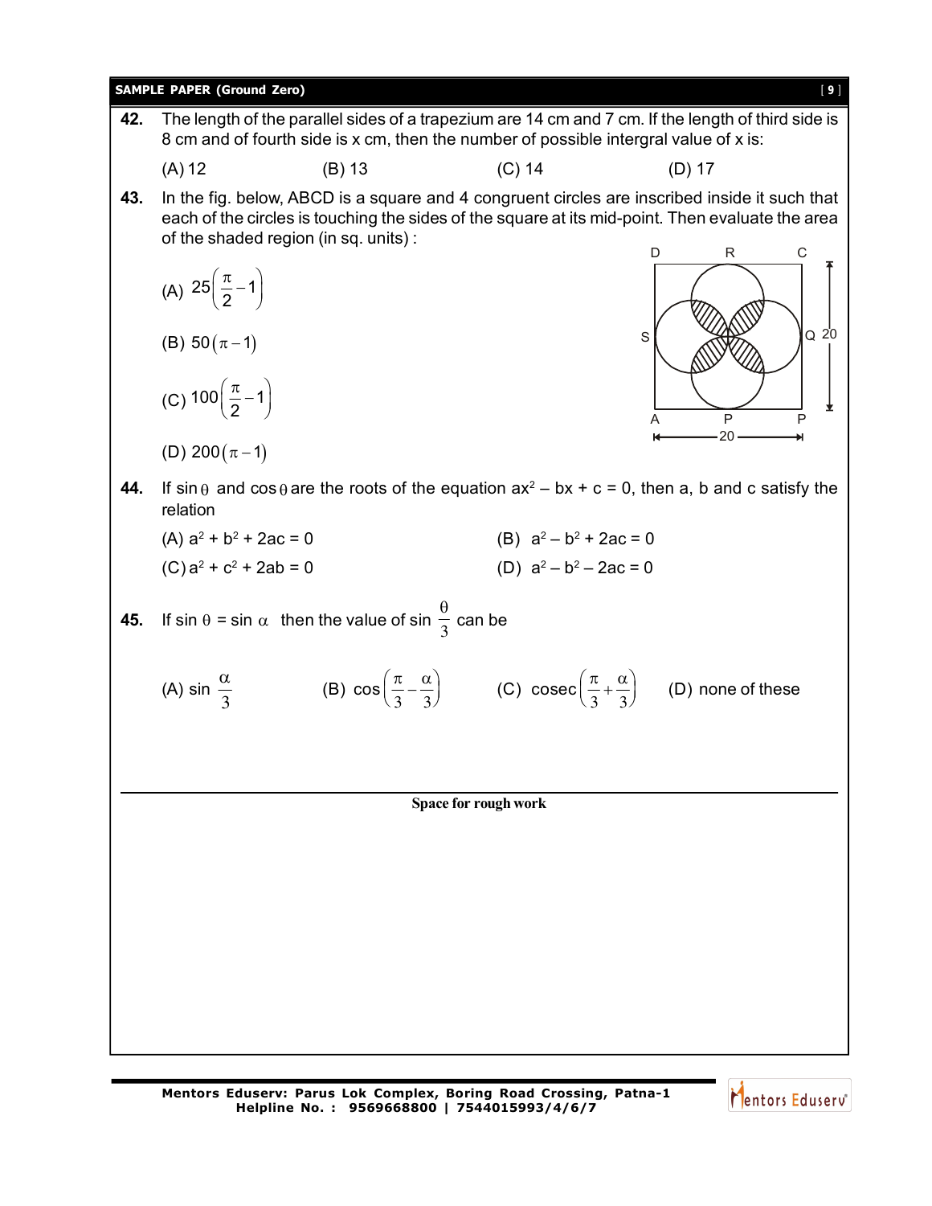**42.** The length of the parallel sides of a trapezium are 14 cm and 7 cm. If the length of third side is 8 cm and of fourth side is x cm, then the number of possible intergral value of x is:

(A) 12 (B) 13 (C) 14 (D) 17

**43.** In the fig. below, ABCD is a square and 4 congruent circles are inscribed inside it such that each of the circles is touching the sides of the square at its mid-point. Then evaluate the area of the shaded region (in sq. units) :

(A) $25\left(\frac{\pi}{2}-1\right)$

(B) $50(\pi-1)$

(C) $100\left(\frac{\pi}{2}-1\right)$

(D) $200(\pi-1)$

**44.** If $\sin\theta$ and $\cos\theta$ are the roots of the equation $ax^2 - bx + c = 0$, then a, b and c satisfy the relation

(A) $a^2 + b^2 + 2ac = 0$ (B) $a^2 - b^2 + 2ac = 0$

(C) $a^2 + c^2 + 2ab = 0$ (D) $a^2 - b^2 - 2ac = 0$

**45.** If $\sin\theta = \sin\alpha$ then the value of $\sin\frac{\theta}{3}$ can be

(A) $\sin\frac{\alpha}{3}$ (B) $\cos\left(\frac{\pi}{3}-\frac{\alpha}{3}\right)$ (C) $\operatorname{cosec}\left(\frac{\pi}{3}+\frac{\alpha}{3}\right)$ (D) none of these

Space for rough work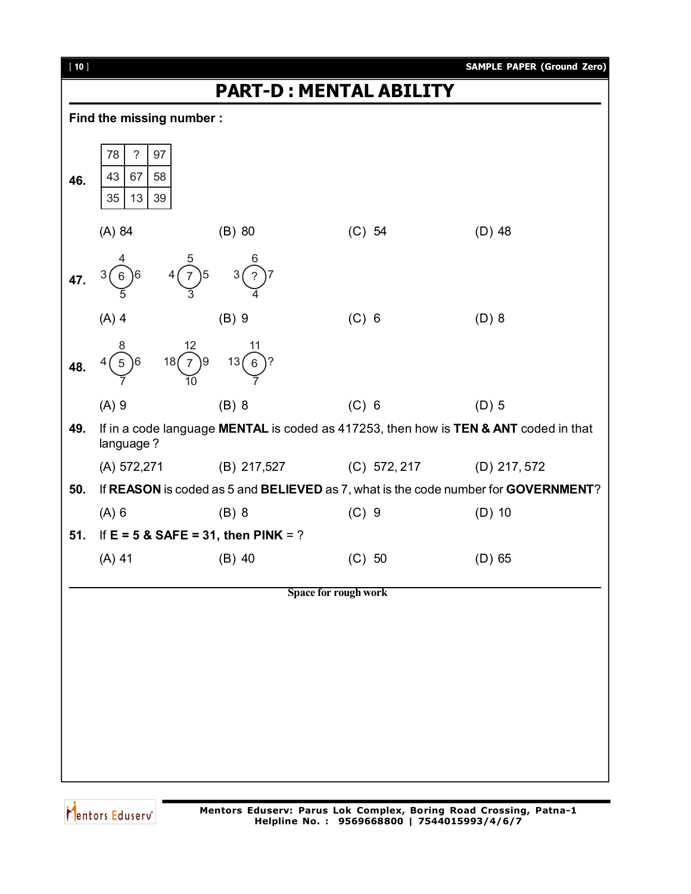# PART-D : MENTAL ABILITY

**Find the missing number :**

**46.**

| 78 | ? | 97 |
|---|---|---|
| 43 | 67 | 58 |
| 35 | 13 | 39 |

(A) 84 (B) 80 (C) 54 (D) 48

**47.**

| Figure | Top | Left | Centre | Right | Bottom |
|---|---|---|---|---|---|
| 1 | 4 | 3 | 6 | 6 | 5 |
| 2 | 5 | 4 | 7 | 5 | 3 |
| 3 | 6 | 3 | ? | 7 | 4 |

(A) 4 (B) 9 (C) 6 (D) 8

**48.**

| Figure | Top | Left | Centre | Right | Bottom |
|---|---|---|---|---|---|
| 1 | 8 | 4 | 5 | 6 | 7 |
| 2 | 12 | 18 | 7 | 9 | 10 |
| 3 | 11 | 13 | 6 | ? | 7 |

(A) 9 (B) 8 (C) 6 (D) 5

**49.** If in a code language **MENTAL** is coded as 417253, then how is **TEN & ANT** coded in that language ?

(A) 572,271 (B) 217,527 (C) 572, 217 (D) 217, 572

**50.** If **REASON** is coded as 5 and **BELIEVED** as 7, what is the code number for **GOVERNMENT**?

(A) 6 (B) 8 (C) 9 (D) 10

**51.** If **E = 5 & SAFE = 31, then PINK** = ?

(A) 41 (B) 40 (C) 50 (D) 65

**Space for rough work**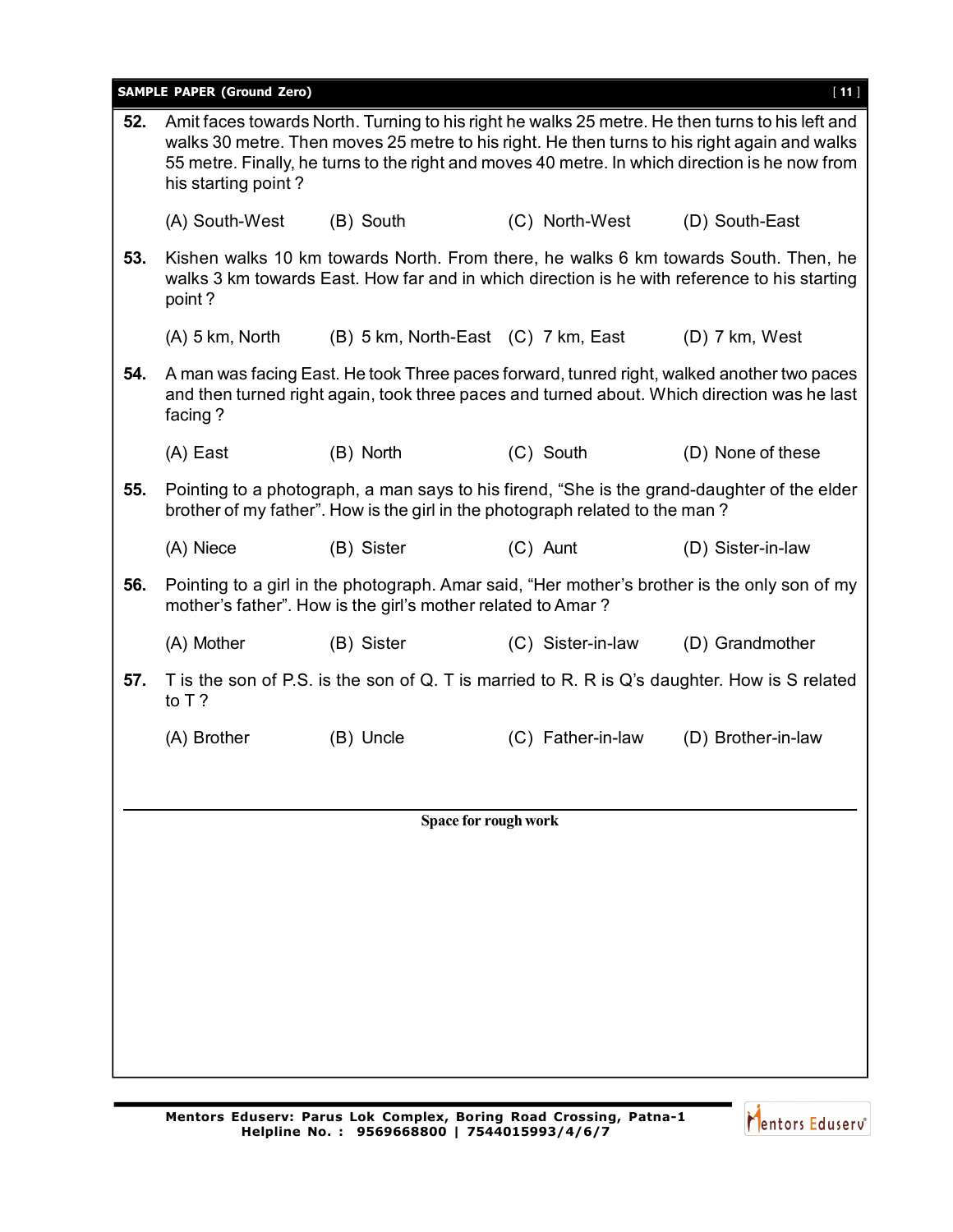**52.** Amit faces towards North. Turning to his right he walks 25 metre. He then turns to his left and walks 30 metre. Then moves 25 metre to his right. He then turns to his right again and walks 55 metre. Finally, he turns to the right and moves 40 metre. In which direction is he now from his starting point ?

(A) South-West (B) South (C) North-West (D) South-East

**53.** Kishen walks 10 km towards North. From there, he walks 6 km towards South. Then, he walks 3 km towards East. How far and in which direction is he with reference to his starting point ?

(A) 5 km, North (B) 5 km, North-East (C) 7 km, East (D) 7 km, West

**54.** A man was facing East. He took Three paces forward, tunred right, walked another two paces and then turned right again, took three paces and turned about. Which direction was he last facing ?

(A) East (B) North (C) South (D) None of these

**55.** Pointing to a photograph, a man says to his firend, "She is the grand-daughter of the elder brother of my father". How is the girl in the photograph related to the man ?

(A) Niece (B) Sister (C) Aunt (D) Sister-in-law

**56.** Pointing to a girl in the photograph. Amar said, "Her mother's brother is the only son of my mother's father". How is the girl's mother related to Amar ?

(A) Mother (B) Sister (C) Sister-in-law (D) Grandmother

**57.** T is the son of P.S. is the son of Q. T is married to R. R is Q's daughter. How is S related to T ?

(A) Brother (B) Uncle (C) Father-in-law (D) Brother-in-law

Space for rough work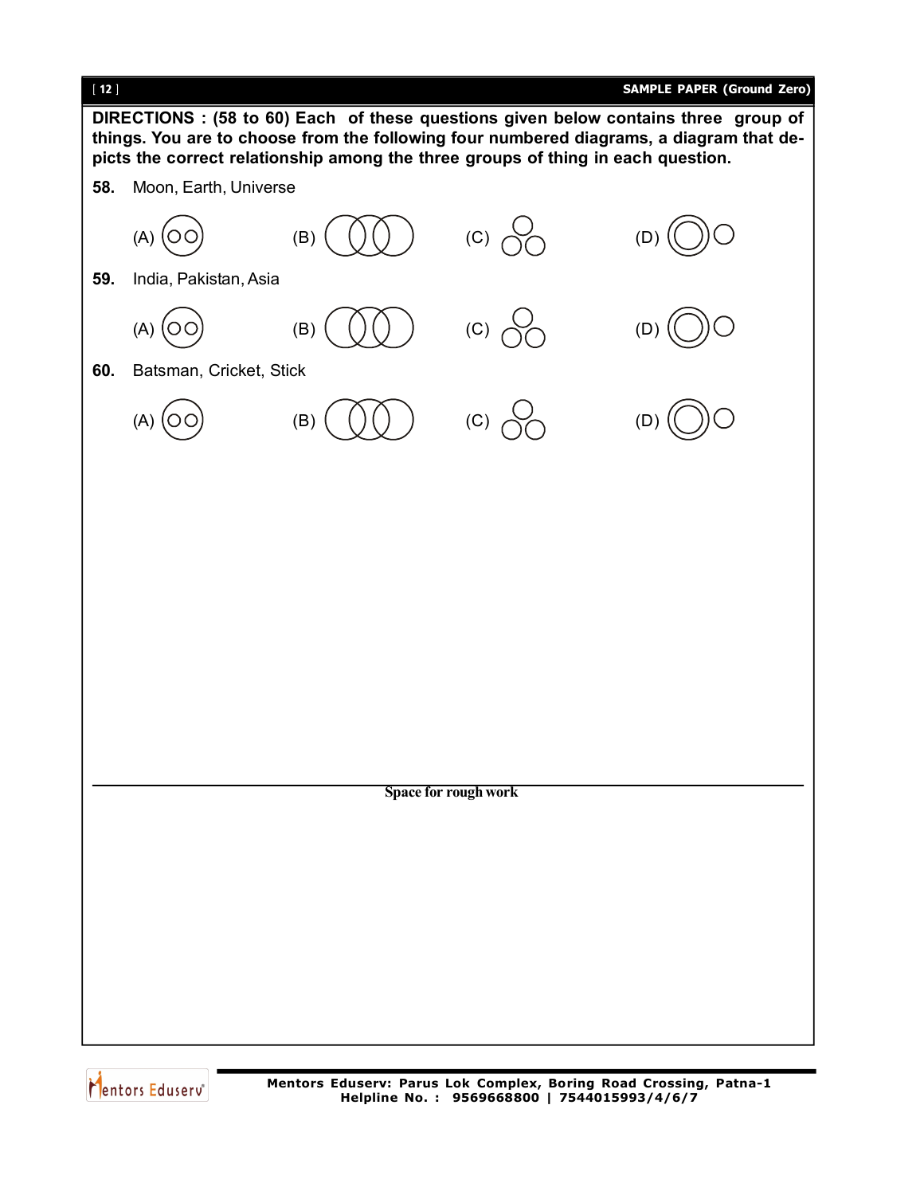**DIRECTIONS : (58 to 60) Each of these questions given below contains three group of things. You are to choose from the following four numbered diagrams, a diagram that depicts the correct relationship among the three groups of thing in each question.**

**58.** Moon, Earth, Universe

(A) (B) (C) (D)

**59.** India, Pakistan, Asia

(A) (B) (C) (D)

**60.** Batsman, Cricket, Stick

(A) (B) (C) (D)

**Space for rough work**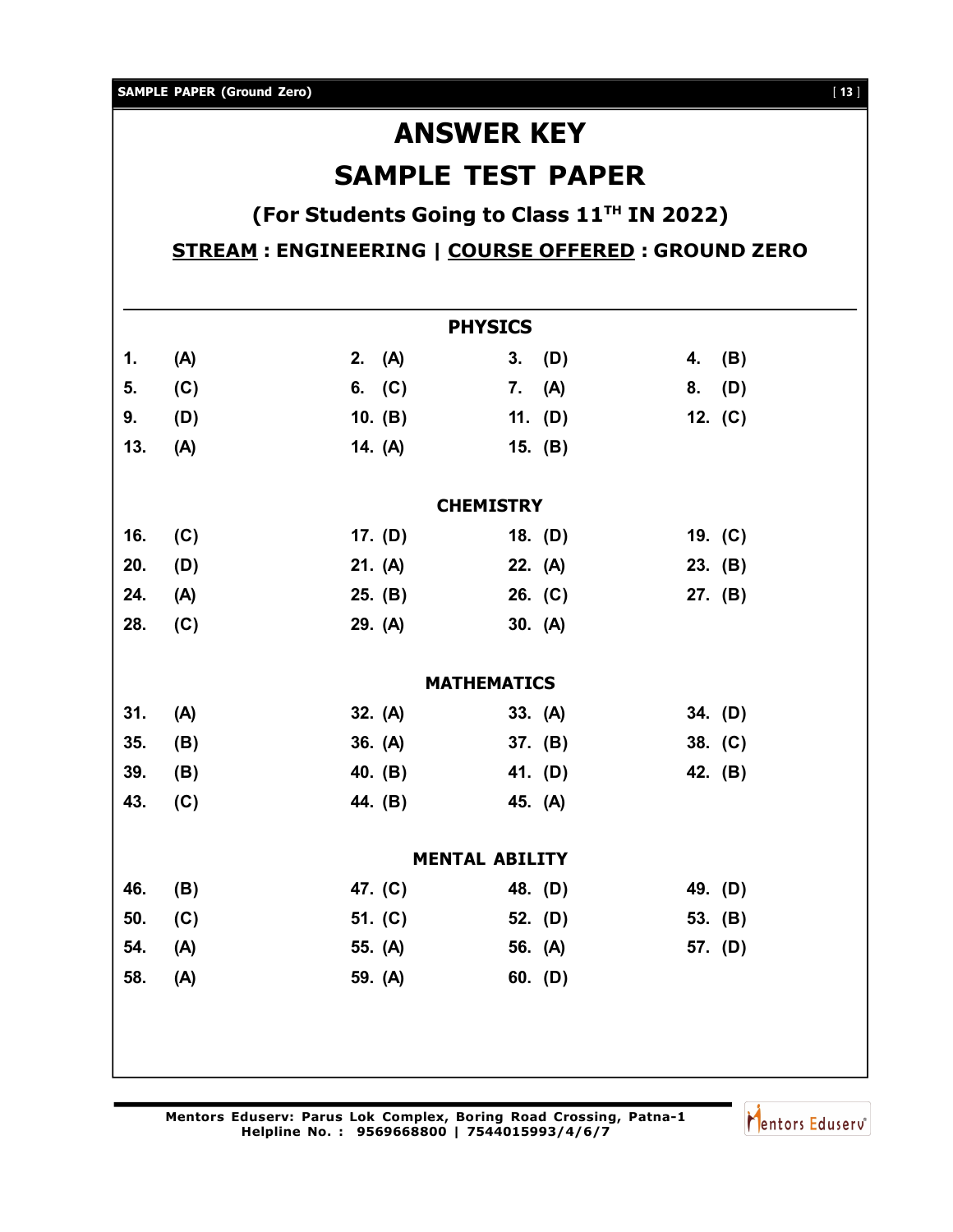# ANSWER KEY

# SAMPLE TEST PAPER

### (For Students Going to Class 11TH IN 2022)

### STREAM : ENGINEERING | COURSE OFFERED : GROUND ZERO

## PHYSICS

| | | | |
|---|---|---|---|
| 1. (A) | 2. (A) | 3. (D) | 4. (B) |
| 5. (C) | 6. (C) | 7. (A) | 8. (D) |
| 9. (D) | 10. (B) | 11. (D) | 12. (C) |
| 13. (A) | 14. (A) | 15. (B) | |

## CHEMISTRY

| | | | |
|---|---|---|---|
| 16. (C) | 17. (D) | 18. (D) | 19. (C) |
| 20. (D) | 21. (A) | 22. (A) | 23. (B) |
| 24. (A) | 25. (B) | 26. (C) | 27. (B) |
| 28. (C) | 29. (A) | 30. (A) | |

## MATHEMATICS

| | | | |
|---|---|---|---|
| 31. (A) | 32. (A) | 33. (A) | 34. (D) |
| 35. (B) | 36. (A) | 37. (B) | 38. (C) |
| 39. (B) | 40. (B) | 41. (D) | 42. (B) |
| 43. (C) | 44. (B) | 45. (A) | |

## MENTAL ABILITY

| | | | |
|---|---|---|---|
| 46. (B) | 47. (C) | 48. (D) | 49. (D) |
| 50. (C) | 51. (C) | 52. (D) | 53. (B) |
| 54. (A) | 55. (A) | 56. (A) | 57. (D) |
| 58. (A) | 59. (A) | 60. (D) | |